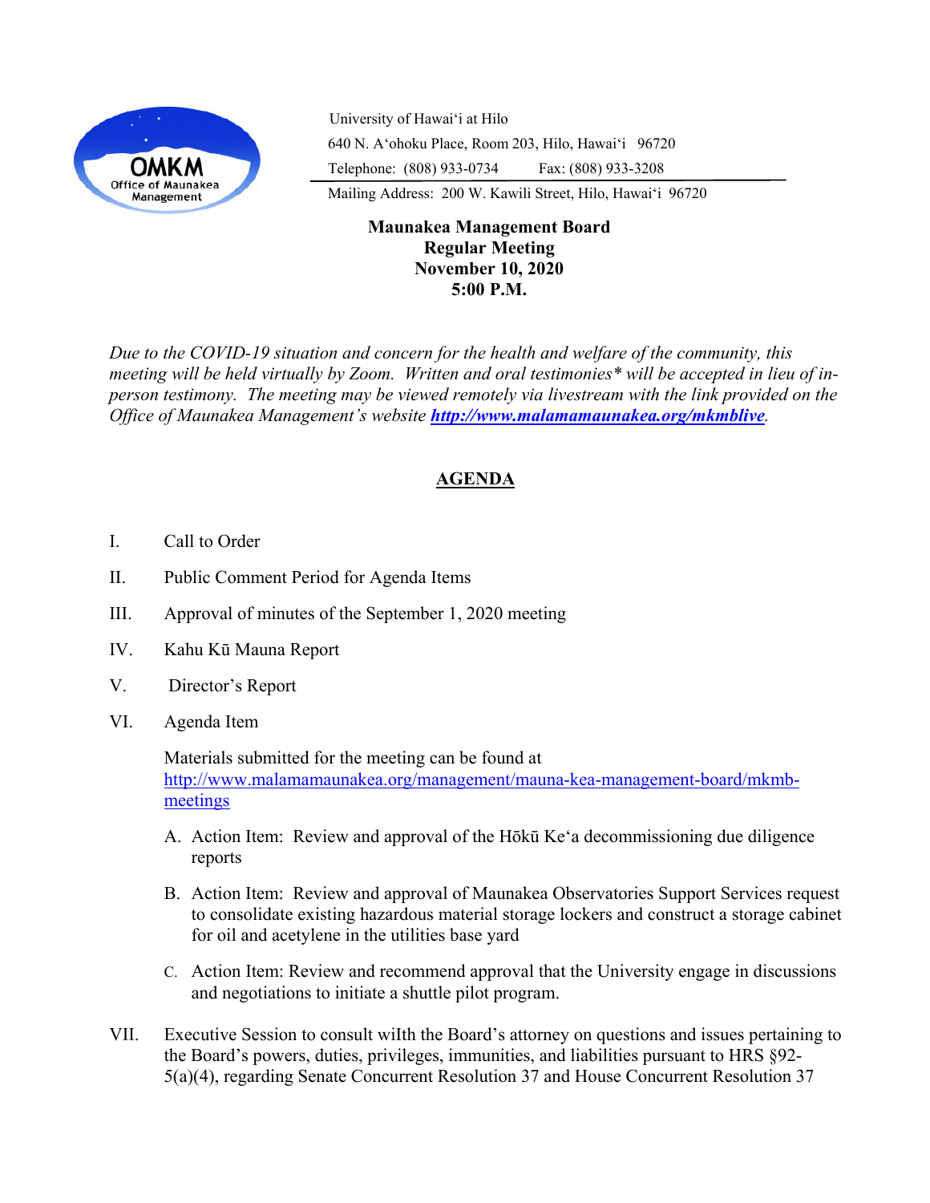OMKM
Office of Maunakea Management

University of Hawai‘i at Hilo
640 N. A‘ohoku Place, Room 203, Hilo, Hawai‘i 96720
Telephone: (808) 933-0734 Fax: (808) 933-3208
Mailing Address: 200 W. Kawili Street, Hilo, Hawai‘i 96720

**Maunakea Management Board**
**Regular Meeting**
**November 10, 2020**
**5:00 P.M.**

*Due to the COVID-19 situation and concern for the health and welfare of the community, this meeting will be held virtually by Zoom. Written and oral testimonies* will be accepted in lieu of in-person testimony. The meeting may be viewed remotely via livestream with the link provided on the Office of Maunakea Management's website* ***http://www.malamamaunakea.org/mkmblive****.*

## AGENDA

I. Call to Order

II. Public Comment Period for Agenda Items

III. Approval of minutes of the September 1, 2020 meeting

IV. Kahu Kū Mauna Report

V. Director's Report

VI. Agenda Item

Materials submitted for the meeting can be found at http://www.malamamaunakea.org/management/mauna-kea-management-board/mkmb-meetings

A. Action Item: Review and approval of the Hōkū Ke‘a decommissioning due diligence reports

B. Action Item: Review and approval of Maunakea Observatories Support Services request to consolidate existing hazardous material storage lockers and construct a storage cabinet for oil and acetylene in the utilities base yard

C. Action Item: Review and recommend approval that the University engage in discussions and negotiations to initiate a shuttle pilot program.

VII. Executive Session to consult wilth the Board's attorney on questions and issues pertaining to the Board's powers, duties, privileges, immunities, and liabilities pursuant to HRS §92-5(a)(4), regarding Senate Concurrent Resolution 37 and House Concurrent Resolution 37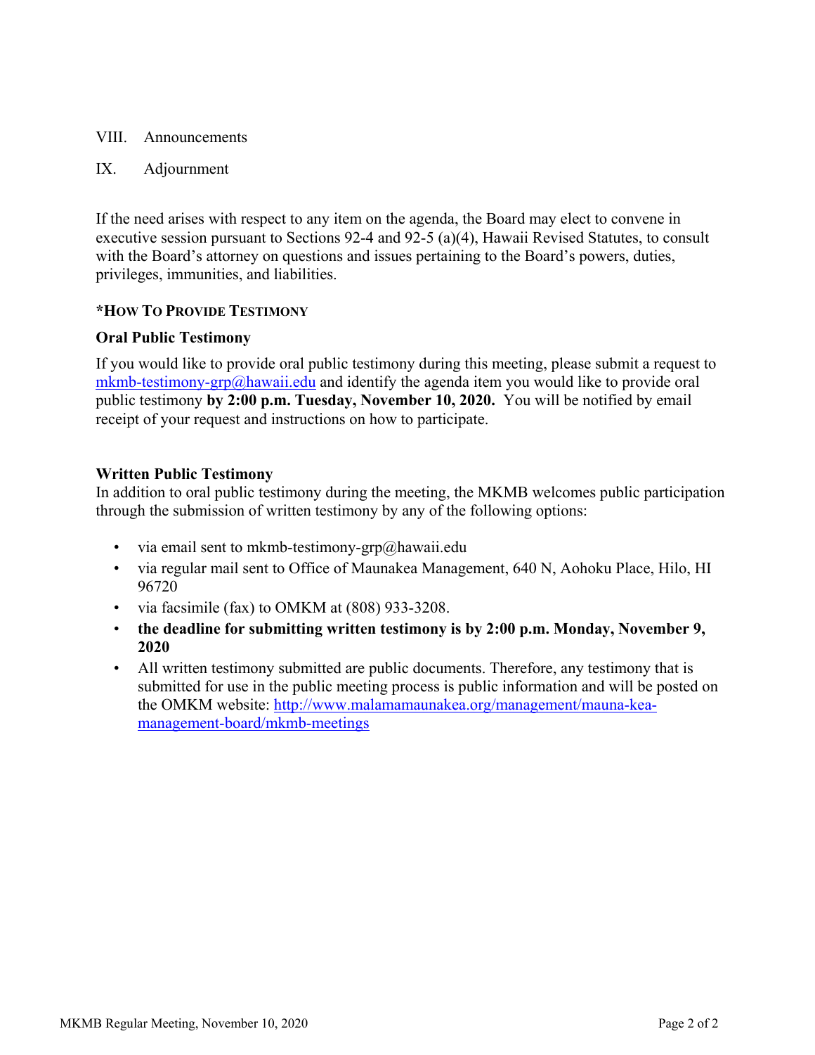VIII. Announcements

IX. Adjournment

If the need arises with respect to any item on the agenda, the Board may elect to convene in executive session pursuant to Sections 92-4 and 92-5 (a)(4), Hawaii Revised Statutes, to consult with the Board's attorney on questions and issues pertaining to the Board's powers, duties, privileges, immunities, and liabilities.

### *HOW TO PROVIDE TESTIMONY

**Oral Public Testimony**

If you would like to provide oral public testimony during this meeting, please submit a request to mkmb-testimony-grp@hawaii.edu and identify the agenda item you would like to provide oral public testimony **by 2:00 p.m. Tuesday, November 10, 2020.** You will be notified by email receipt of your request and instructions on how to participate.

**Written Public Testimony**

In addition to oral public testimony during the meeting, the MKMB welcomes public participation through the submission of written testimony by any of the following options:

- via email sent to mkmb-testimony-grp@hawaii.edu
- via regular mail sent to Office of Maunakea Management, 640 N, Aohoku Place, Hilo, HI 96720
- via facsimile (fax) to OMKM at (808) 933-3208.
- **the deadline for submitting written testimony is by 2:00 p.m. Monday, November 9, 2020**
- All written testimony submitted are public documents. Therefore, any testimony that is submitted for use in the public meeting process is public information and will be posted on the OMKM website: http://www.malamamaunakea.org/management/mauna-kea-management-board/mkmb-meetings